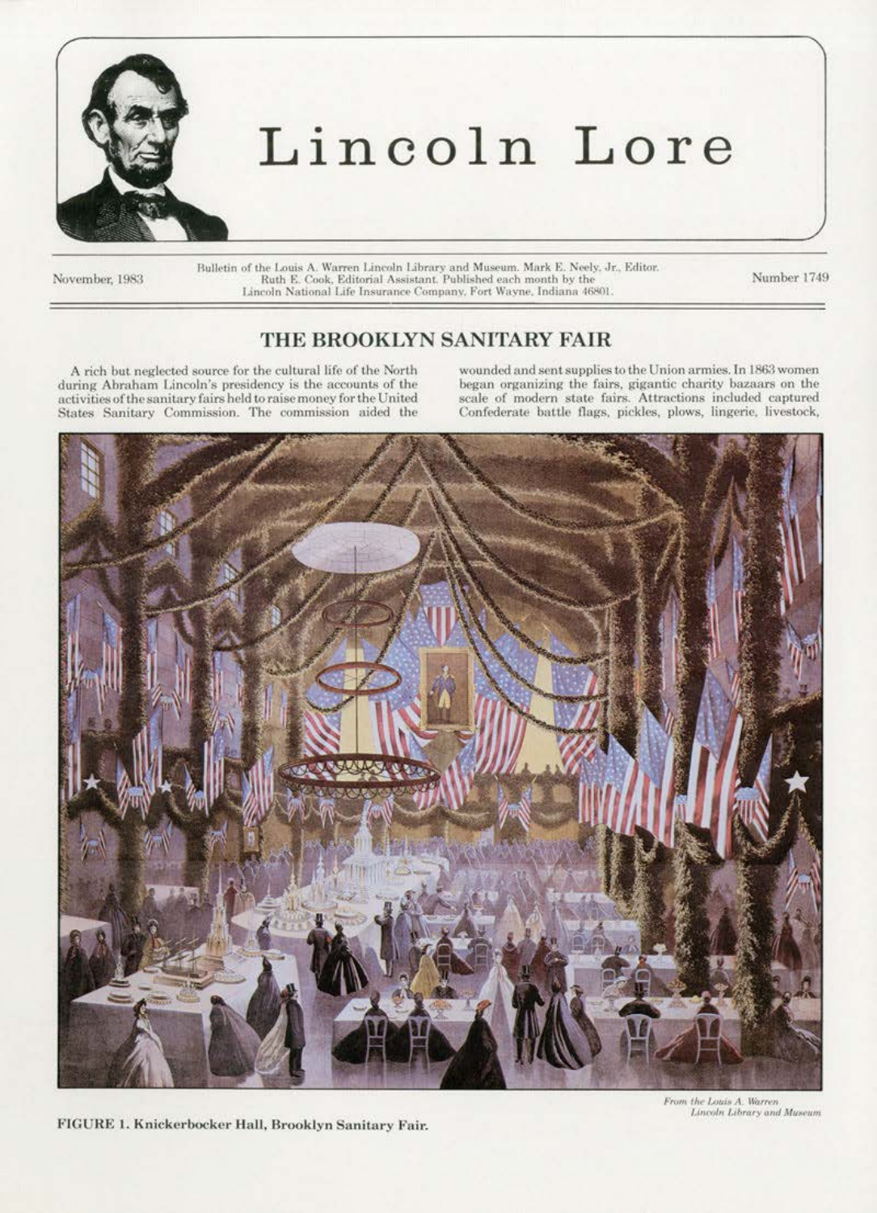# Lincoln Lore

November, 1983

Bulletin of the Louis A. Warren Lincoln Library and Museum. Mark E. Neely, Jr., Editor. Ruth E. Cook, Editorial Assistant. Published each month by the Lincoln National Life Insurance Company, Fort Wayne, Indiana 46801.

Number 1749

## THE BROOKLYN SANITARY FAIR

A rich but neglected source for the cultural life of the North during Abraham Lincoln's presidency is the accounts of the activities of the sanitary fairs held to raise money for the United States Sanitary Commission. The commission aided the wounded and sent supplies to the Union armies. In 1863 women began organizing the fairs, gigantic charity bazaars on the scale of modern state fairs. Attractions included captured Confederate battle flags, pickles, plows, lingerie, livestock,

*From the Louis A. Warren Lincoln Library and Museum*

**FIGURE 1. Knickerbocker Hall, Brooklyn Sanitary Fair.**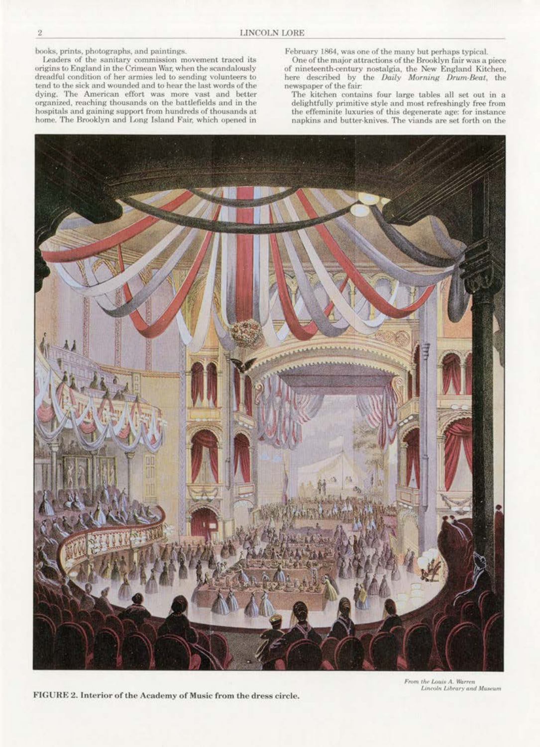books, prints, photographs, and paintings.

Leaders of the sanitary commission movement traced its origins to England in the Crimean War, when the scandalously dreadful condition of her armies led to sending volunteers to tend to the sick and wounded and to hear the last words of the dying. The American effort was more vast and better organized, reaching thousands on the battlefields and in the hospitals and gaining support from hundreds of thousands at home. The Brooklyn and Long Island Fair, which opened in February 1864, was one of the many but perhaps typical.

One of the major attractions of the Brooklyn fair was a piece of nineteenth-century nostalgia, the New England Kitchen, here described by the *Daily Morning Drum-Beat*, the newspaper of the fair:

The kitchen contains four large tables all set out in a delightfully primitive style and most refreshingly free from the effeminite luxuries of this degenerate age: for instance napkins and butter-knives. The viands are set forth on the

**FIGURE 2. Interior of the Academy of Music from the dress circle.**

*From the Louis A. Warren Lincoln Library and Museum*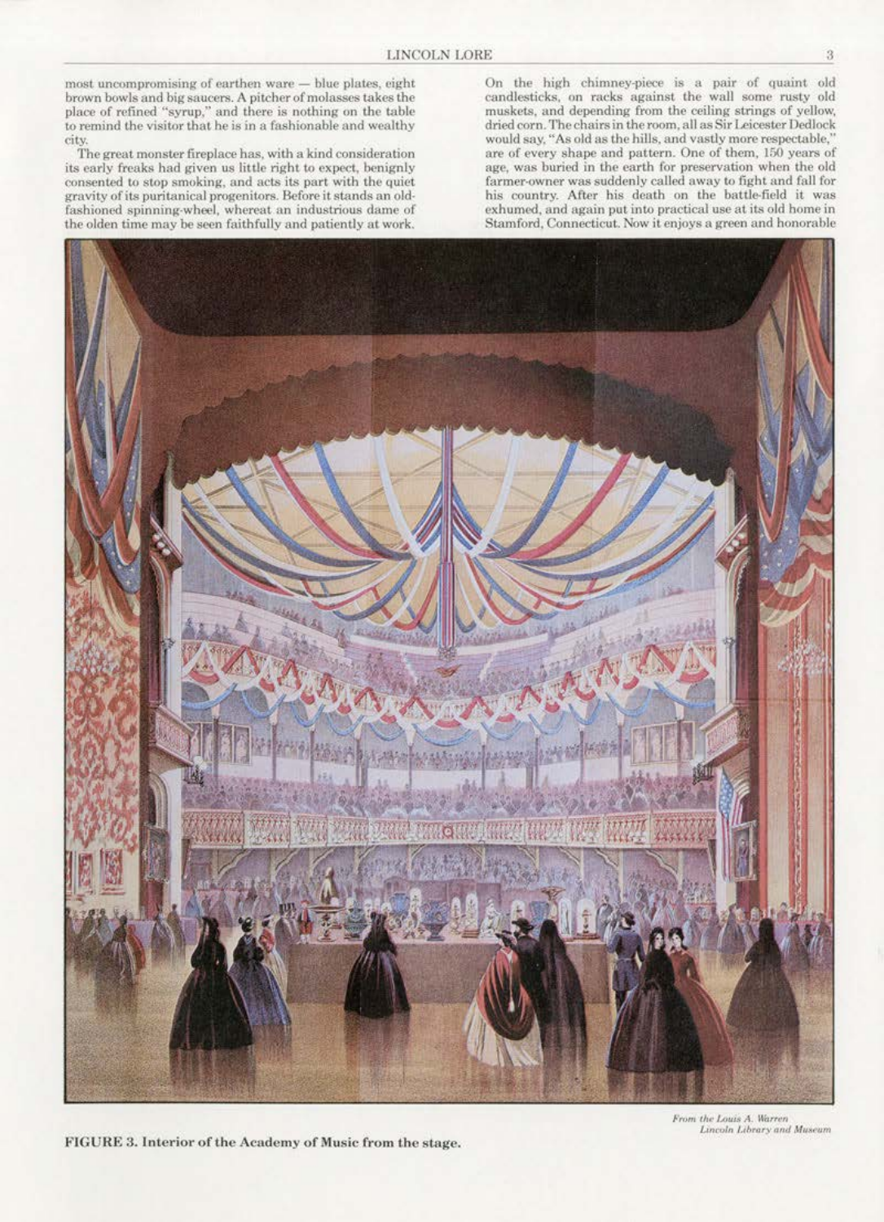most uncompromising of earthen ware — blue plates, eight brown bowls and big saucers. A pitcher of molasses takes the place of refined "syrup," and there is nothing on the table to remind the visitor that he is in a fashionable and wealthy city.

The great monster fireplace has, with a kind consideration its early freaks had given us little right to expect, benignly consented to stop smoking, and acts its part with the quiet gravity of its puritanical progenitors. Before it stands an old-fashioned spinning-wheel, whereat an industrious dame of the olden time may be seen faithfully and patiently at work.

On the high chimney-piece is a pair of quaint old candlesticks, on racks against the wall some rusty old muskets, and depending from the ceiling strings of yellow, dried corn. The chairs in the room, all as Sir Leicester Dedlock would say, "As old as the hills, and vastly more respectable," are of every shape and pattern. One of them, 150 years of age, was buried in the earth for preservation when the old farmer-owner was suddenly called away to fight and fall for his country. After his death on the battle-field it was exhumed, and again put into practical use at its old home in Stamford, Connecticut. Now it enjoys a green and honorable

*From the Louis A. Warren Lincoln Library and Museum*

**FIGURE 3. Interior of the Academy of Music from the stage.**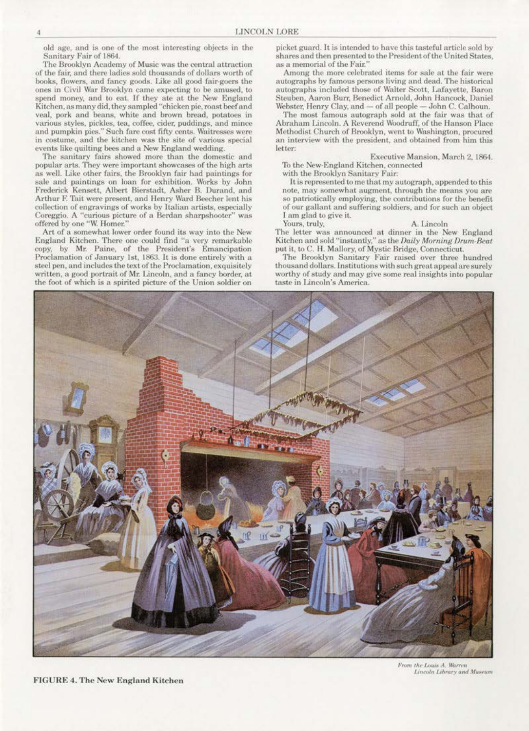old age, and is one of the most interesting objects in the Sanitary Fair of 1864.

The Brooklyn Academy of Music was the central attraction of the fair, and there ladies sold thousands of dollars worth of books, flowers, and fancy goods. Like all good fair-goers the ones in Civil War Brooklyn came expecting to be amused, to spend money, and to eat. If they ate at the New England Kitchen, as many did, they sampled "chicken pie, roast beef and veal, pork and beans, white and brown bread, potatoes in various styles, pickles, tea, coffee, cider, puddings, and mince and pumpkin pies." Such fare cost fifty cents. Waitresses were in costume, and the kitchen was the site of various special events like quilting bees and a New England wedding.

The sanitary fairs showed more than the domestic and popular arts. They were important showcases of the high arts as well. Like other fairs, the Brooklyn fair had paintings for sale and paintings on loan for exhibition. Works by John Frederick Kensett, Albert Bierstadt, Asher B. Durand, and Arthur F. Tait were present, and Henry Ward Beecher lent his collection of engravings of works by Italian artists, especially Coreggio. A "curious picture of a Berdan sharpshooter" was offered by one "W. Homer."

Art of a somewhat lower order found its way into the New England Kitchen. There one could find "a very remarkable copy, by Mr. Paine, of the President's Emancipation Proclamation of January 1st, 1863. It is done entirely with a steel pen, and includes the text of the Proclamation, exquisitely written, a good portrait of Mr. Lincoln, and a fancy border, at the foot of which is a spirited picture of the Union soldier on picket guard. It is intended to have this tasteful article sold by shares and then presented to the President of the United States, as a memorial of the Fair."

Among the more celebrated items for sale at the fair were autographs by famous persons living and dead. The historical autographs included those of Walter Scott, Lafayette, Baron Steuben, Aaron Burr, Benedict Arnold, John Hancock, Daniel Webster, Henry Clay, and — of all people — John C. Calhoun.

The most famous autograph sold at the fair was that of Abraham Lincoln. A Reverend Woodruff, of the Hanson Place Methodist Church of Brooklyn, went to Washington, procured an interview with the president, and obtained from him this letter:

> Executive Mansion, March 2, 1864.
>
> To the New-England Kitchen, connected with the Brooklyn Sanitary Fair:
>
> It is represented to me that my autograph, appended to this note, may somewhat augment, through the means you are so patriotically employing, the contributions for the benefit of our gallant and suffering soldiers, and for such an object I am glad to give it.
>
> Yours, truly, A. Lincoln

The letter was announced at dinner in the New England Kitchen and sold "instantly," as the *Daily Morning Drum-Beat* put it, to C. H. Mallory, of Mystic Bridge, Connecticut.

The Brooklyn Sanitary Fair raised over three hundred thousand dollars. Institutions with such great appeal are surely worthy of study and may give some real insights into popular taste in Lincoln's America.

*From the Louis A. Warren Lincoln Library and Museum*

**FIGURE 4. The New England Kitchen**